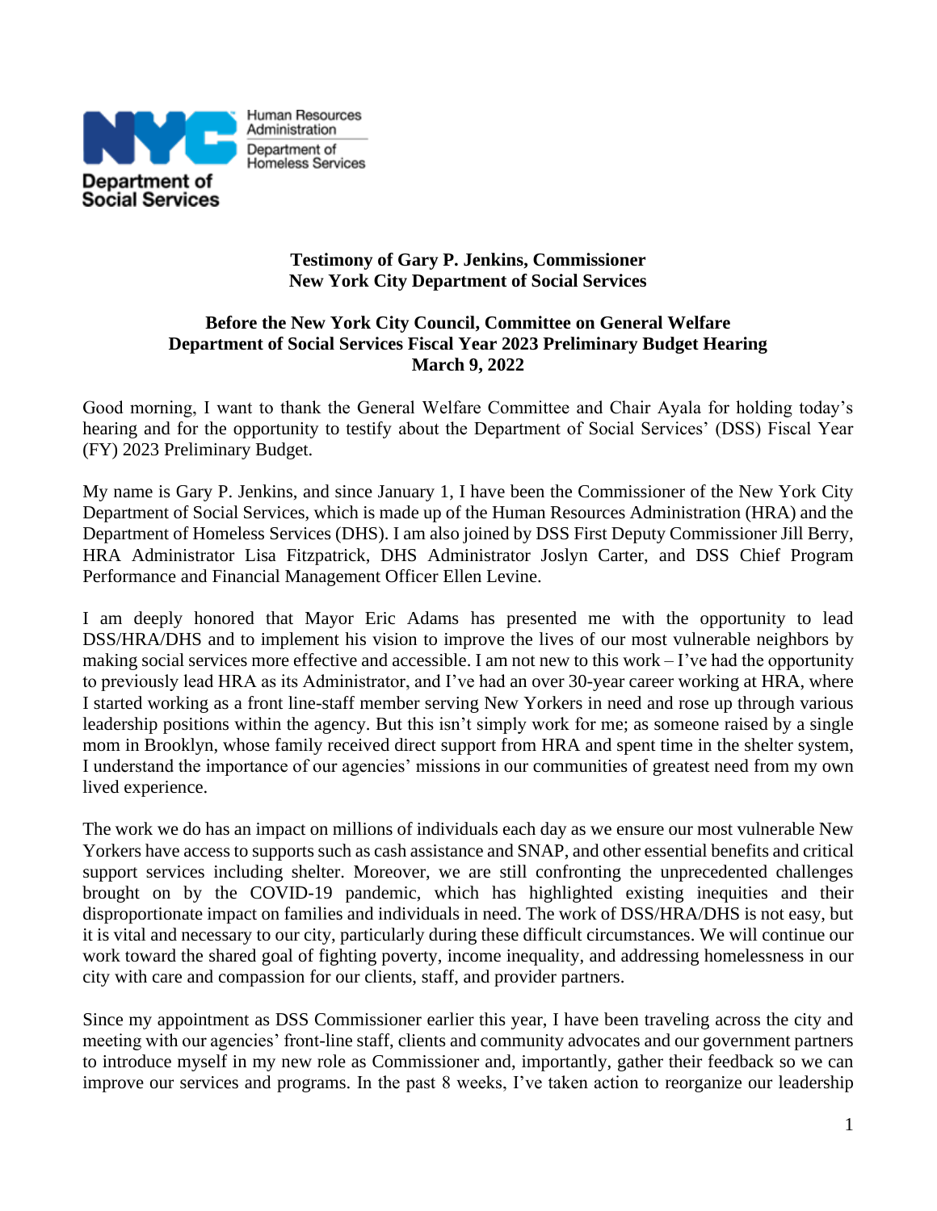Human Resources Administration
Department of Homeless Services

Department of Social Services

**Testimony of Gary P. Jenkins, Commissioner**
**New York City Department of Social Services**

**Before the New York City Council, Committee on General Welfare**
**Department of Social Services Fiscal Year 2023 Preliminary Budget Hearing**
**March 9, 2022**

Good morning, I want to thank the General Welfare Committee and Chair Ayala for holding today's hearing and for the opportunity to testify about the Department of Social Services' (DSS) Fiscal Year (FY) 2023 Preliminary Budget.

My name is Gary P. Jenkins, and since January 1, I have been the Commissioner of the New York City Department of Social Services, which is made up of the Human Resources Administration (HRA) and the Department of Homeless Services (DHS). I am also joined by DSS First Deputy Commissioner Jill Berry, HRA Administrator Lisa Fitzpatrick, DHS Administrator Joslyn Carter, and DSS Chief Program Performance and Financial Management Officer Ellen Levine.

I am deeply honored that Mayor Eric Adams has presented me with the opportunity to lead DSS/HRA/DHS and to implement his vision to improve the lives of our most vulnerable neighbors by making social services more effective and accessible. I am not new to this work – I've had the opportunity to previously lead HRA as its Administrator, and I've had an over 30-year career working at HRA, where I started working as a front line-staff member serving New Yorkers in need and rose up through various leadership positions within the agency. But this isn't simply work for me; as someone raised by a single mom in Brooklyn, whose family received direct support from HRA and spent time in the shelter system, I understand the importance of our agencies' missions in our communities of greatest need from my own lived experience.

The work we do has an impact on millions of individuals each day as we ensure our most vulnerable New Yorkers have access to supports such as cash assistance and SNAP, and other essential benefits and critical support services including shelter. Moreover, we are still confronting the unprecedented challenges brought on by the COVID-19 pandemic, which has highlighted existing inequities and their disproportionate impact on families and individuals in need. The work of DSS/HRA/DHS is not easy, but it is vital and necessary to our city, particularly during these difficult circumstances. We will continue our work toward the shared goal of fighting poverty, income inequality, and addressing homelessness in our city with care and compassion for our clients, staff, and provider partners.

Since my appointment as DSS Commissioner earlier this year, I have been traveling across the city and meeting with our agencies' front-line staff, clients and community advocates and our government partners to introduce myself in my new role as Commissioner and, importantly, gather their feedback so we can improve our services and programs. In the past 8 weeks, I've taken action to reorganize our leadership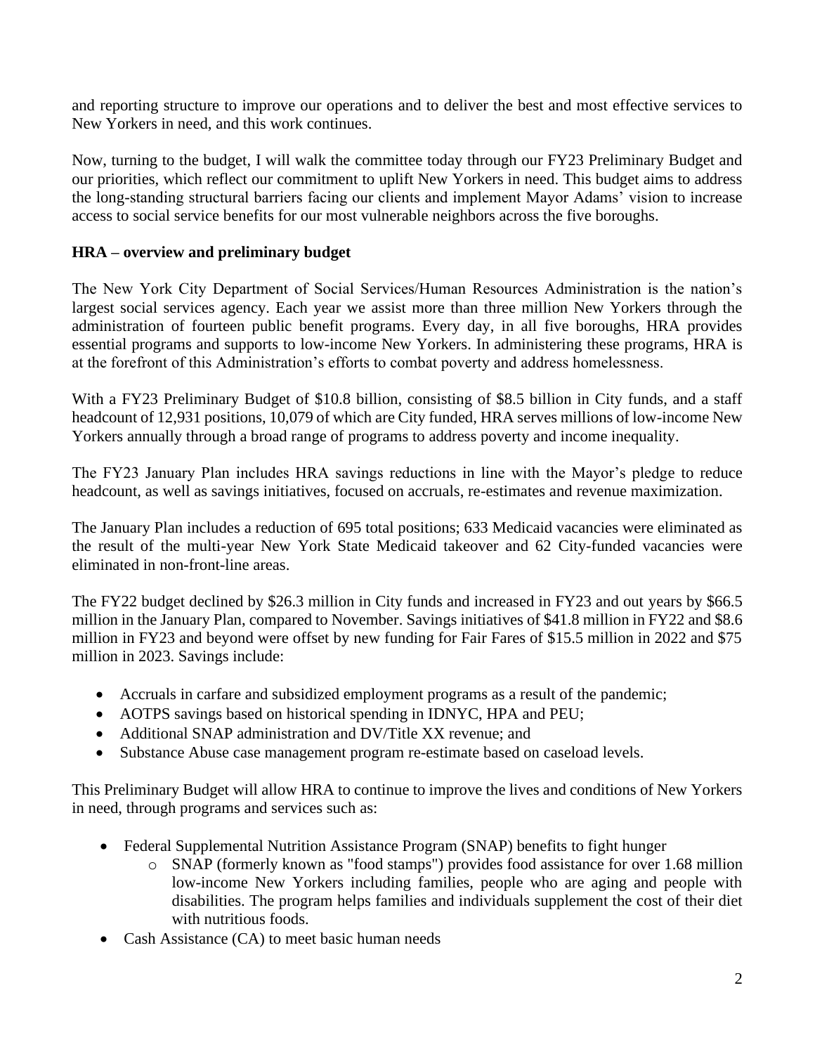and reporting structure to improve our operations and to deliver the best and most effective services to New Yorkers in need, and this work continues.

Now, turning to the budget, I will walk the committee today through our FY23 Preliminary Budget and our priorities, which reflect our commitment to uplift New Yorkers in need. This budget aims to address the long-standing structural barriers facing our clients and implement Mayor Adams' vision to increase access to social service benefits for our most vulnerable neighbors across the five boroughs.

**HRA – overview and preliminary budget**

The New York City Department of Social Services/Human Resources Administration is the nation's largest social services agency. Each year we assist more than three million New Yorkers through the administration of fourteen public benefit programs. Every day, in all five boroughs, HRA provides essential programs and supports to low-income New Yorkers. In administering these programs, HRA is at the forefront of this Administration's efforts to combat poverty and address homelessness.

With a FY23 Preliminary Budget of $10.8 billion, consisting of $8.5 billion in City funds, and a staff headcount of 12,931 positions, 10,079 of which are City funded, HRA serves millions of low-income New Yorkers annually through a broad range of programs to address poverty and income inequality.

The FY23 January Plan includes HRA savings reductions in line with the Mayor's pledge to reduce headcount, as well as savings initiatives, focused on accruals, re-estimates and revenue maximization.

The January Plan includes a reduction of 695 total positions; 633 Medicaid vacancies were eliminated as the result of the multi-year New York State Medicaid takeover and 62 City-funded vacancies were eliminated in non-front-line areas.

The FY22 budget declined by $26.3 million in City funds and increased in FY23 and out years by $66.5 million in the January Plan, compared to November. Savings initiatives of $41.8 million in FY22 and $8.6 million in FY23 and beyond were offset by new funding for Fair Fares of $15.5 million in 2022 and $75 million in 2023. Savings include:

- Accruals in carfare and subsidized employment programs as a result of the pandemic;
- AOTPS savings based on historical spending in IDNYC, HPA and PEU;
- Additional SNAP administration and DV/Title XX revenue; and
- Substance Abuse case management program re-estimate based on caseload levels.

This Preliminary Budget will allow HRA to continue to improve the lives and conditions of New Yorkers in need, through programs and services such as:

- Federal Supplemental Nutrition Assistance Program (SNAP) benefits to fight hunger
  - SNAP (formerly known as "food stamps") provides food assistance for over 1.68 million low-income New Yorkers including families, people who are aging and people with disabilities. The program helps families and individuals supplement the cost of their diet with nutritious foods.
- Cash Assistance (CA) to meet basic human needs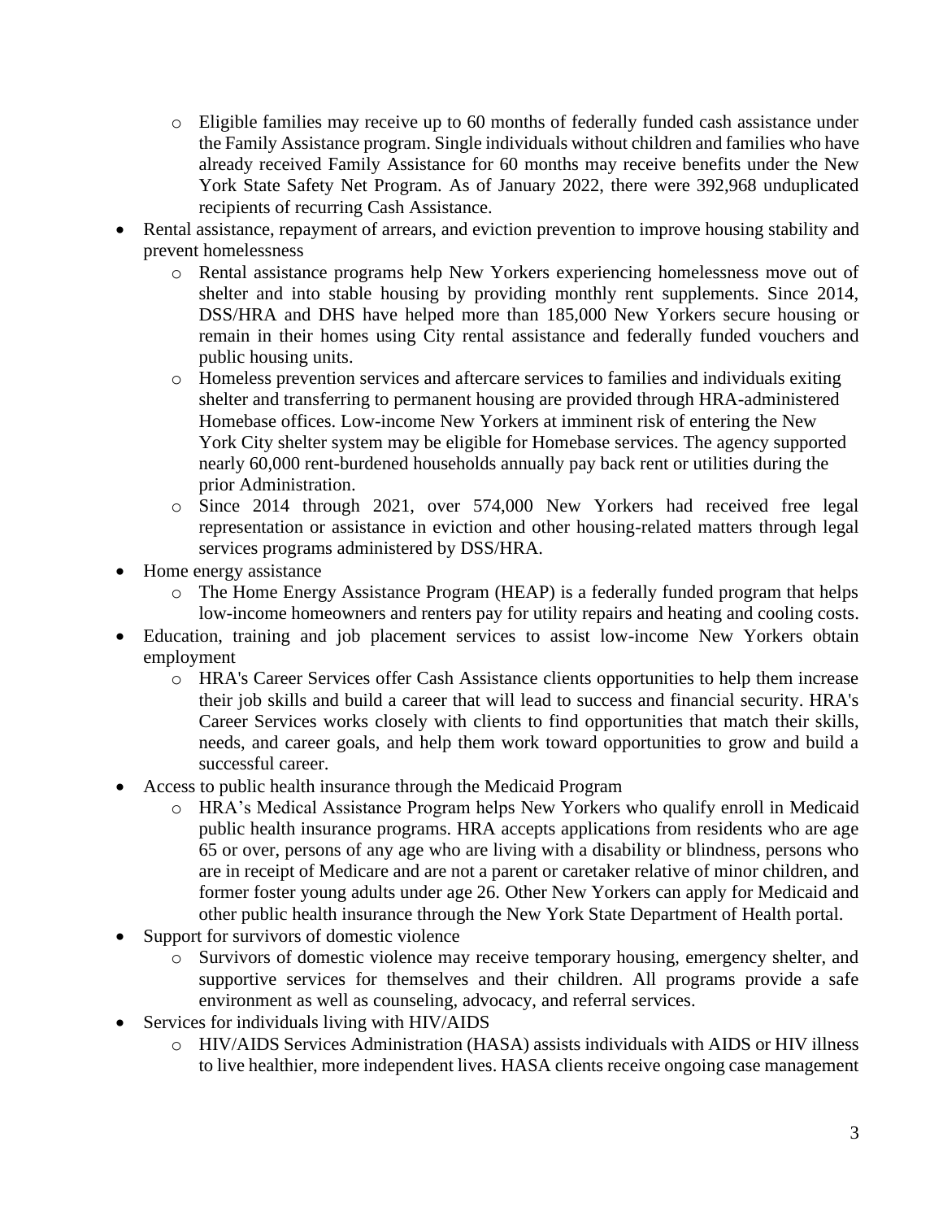- Eligible families may receive up to 60 months of federally funded cash assistance under the Family Assistance program. Single individuals without children and families who have already received Family Assistance for 60 months may receive benefits under the New York State Safety Net Program. As of January 2022, there were 392,968 unduplicated recipients of recurring Cash Assistance.
- Rental assistance, repayment of arrears, and eviction prevention to improve housing stability and prevent homelessness
  - Rental assistance programs help New Yorkers experiencing homelessness move out of shelter and into stable housing by providing monthly rent supplements. Since 2014, DSS/HRA and DHS have helped more than 185,000 New Yorkers secure housing or remain in their homes using City rental assistance and federally funded vouchers and public housing units.
  - Homeless prevention services and aftercare services to families and individuals exiting shelter and transferring to permanent housing are provided through HRA-administered Homebase offices. Low-income New Yorkers at imminent risk of entering the New York City shelter system may be eligible for Homebase services. The agency supported nearly 60,000 rent-burdened households annually pay back rent or utilities during the prior Administration.
  - Since 2014 through 2021, over 574,000 New Yorkers had received free legal representation or assistance in eviction and other housing-related matters through legal services programs administered by DSS/HRA.
- Home energy assistance
  - The Home Energy Assistance Program (HEAP) is a federally funded program that helps low-income homeowners and renters pay for utility repairs and heating and cooling costs.
- Education, training and job placement services to assist low-income New Yorkers obtain employment
  - HRA's Career Services offer Cash Assistance clients opportunities to help them increase their job skills and build a career that will lead to success and financial security. HRA's Career Services works closely with clients to find opportunities that match their skills, needs, and career goals, and help them work toward opportunities to grow and build a successful career.
- Access to public health insurance through the Medicaid Program
  - HRA's Medical Assistance Program helps New Yorkers who qualify enroll in Medicaid public health insurance programs. HRA accepts applications from residents who are age 65 or over, persons of any age who are living with a disability or blindness, persons who are in receipt of Medicare and are not a parent or caretaker relative of minor children, and former foster young adults under age 26. Other New Yorkers can apply for Medicaid and other public health insurance through the New York State Department of Health portal.
- Support for survivors of domestic violence
  - Survivors of domestic violence may receive temporary housing, emergency shelter, and supportive services for themselves and their children. All programs provide a safe environment as well as counseling, advocacy, and referral services.
- Services for individuals living with HIV/AIDS
  - HIV/AIDS Services Administration (HASA) assists individuals with AIDS or HIV illness to live healthier, more independent lives. HASA clients receive ongoing case management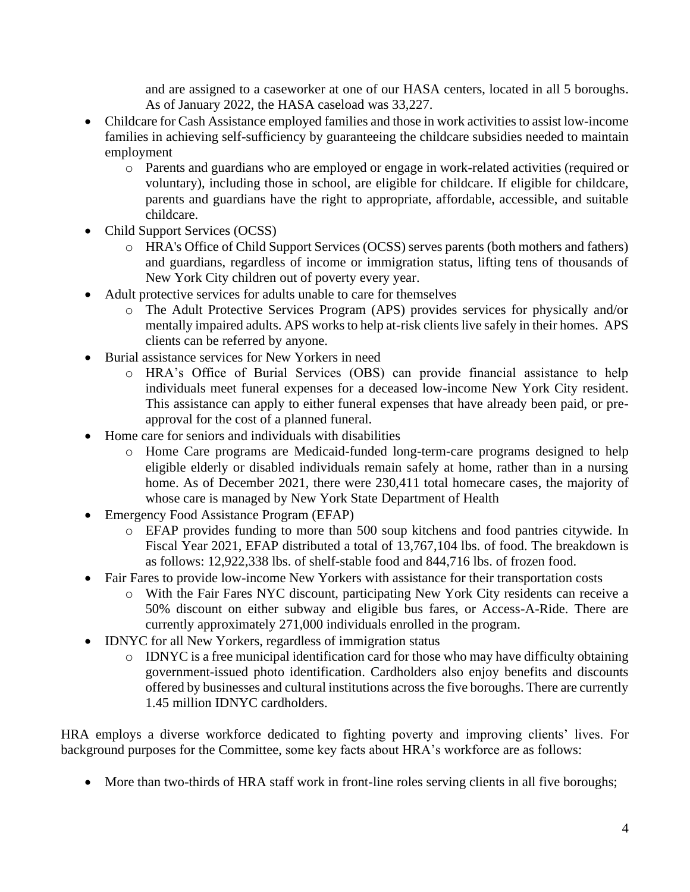and are assigned to a caseworker at one of our HASA centers, located in all 5 boroughs. As of January 2022, the HASA caseload was 33,227.

- Childcare for Cash Assistance employed families and those in work activities to assist low-income families in achieving self-sufficiency by guaranteeing the childcare subsidies needed to maintain employment
  - Parents and guardians who are employed or engage in work-related activities (required or voluntary), including those in school, are eligible for childcare. If eligible for childcare, parents and guardians have the right to appropriate, affordable, accessible, and suitable childcare.
- Child Support Services (OCSS)
  - HRA's Office of Child Support Services (OCSS) serves parents (both mothers and fathers) and guardians, regardless of income or immigration status, lifting tens of thousands of New York City children out of poverty every year.
- Adult protective services for adults unable to care for themselves
  - The Adult Protective Services Program (APS) provides services for physically and/or mentally impaired adults. APS works to help at-risk clients live safely in their homes. APS clients can be referred by anyone.
- Burial assistance services for New Yorkers in need
  - HRA's Office of Burial Services (OBS) can provide financial assistance to help individuals meet funeral expenses for a deceased low-income New York City resident. This assistance can apply to either funeral expenses that have already been paid, or pre-approval for the cost of a planned funeral.
- Home care for seniors and individuals with disabilities
  - Home Care programs are Medicaid-funded long-term-care programs designed to help eligible elderly or disabled individuals remain safely at home, rather than in a nursing home. As of December 2021, there were 230,411 total homecare cases, the majority of whose care is managed by New York State Department of Health
- Emergency Food Assistance Program (EFAP)
  - EFAP provides funding to more than 500 soup kitchens and food pantries citywide. In Fiscal Year 2021, EFAP distributed a total of 13,767,104 lbs. of food. The breakdown is as follows: 12,922,338 lbs. of shelf-stable food and 844,716 lbs. of frozen food.
- Fair Fares to provide low-income New Yorkers with assistance for their transportation costs
  - With the Fair Fares NYC discount, participating New York City residents can receive a 50% discount on either subway and eligible bus fares, or Access-A-Ride. There are currently approximately 271,000 individuals enrolled in the program.
- IDNYC for all New Yorkers, regardless of immigration status
  - IDNYC is a free municipal identification card for those who may have difficulty obtaining government-issued photo identification. Cardholders also enjoy benefits and discounts offered by businesses and cultural institutions across the five boroughs. There are currently 1.45 million IDNYC cardholders.

HRA employs a diverse workforce dedicated to fighting poverty and improving clients' lives. For background purposes for the Committee, some key facts about HRA's workforce are as follows:

- More than two-thirds of HRA staff work in front-line roles serving clients in all five boroughs;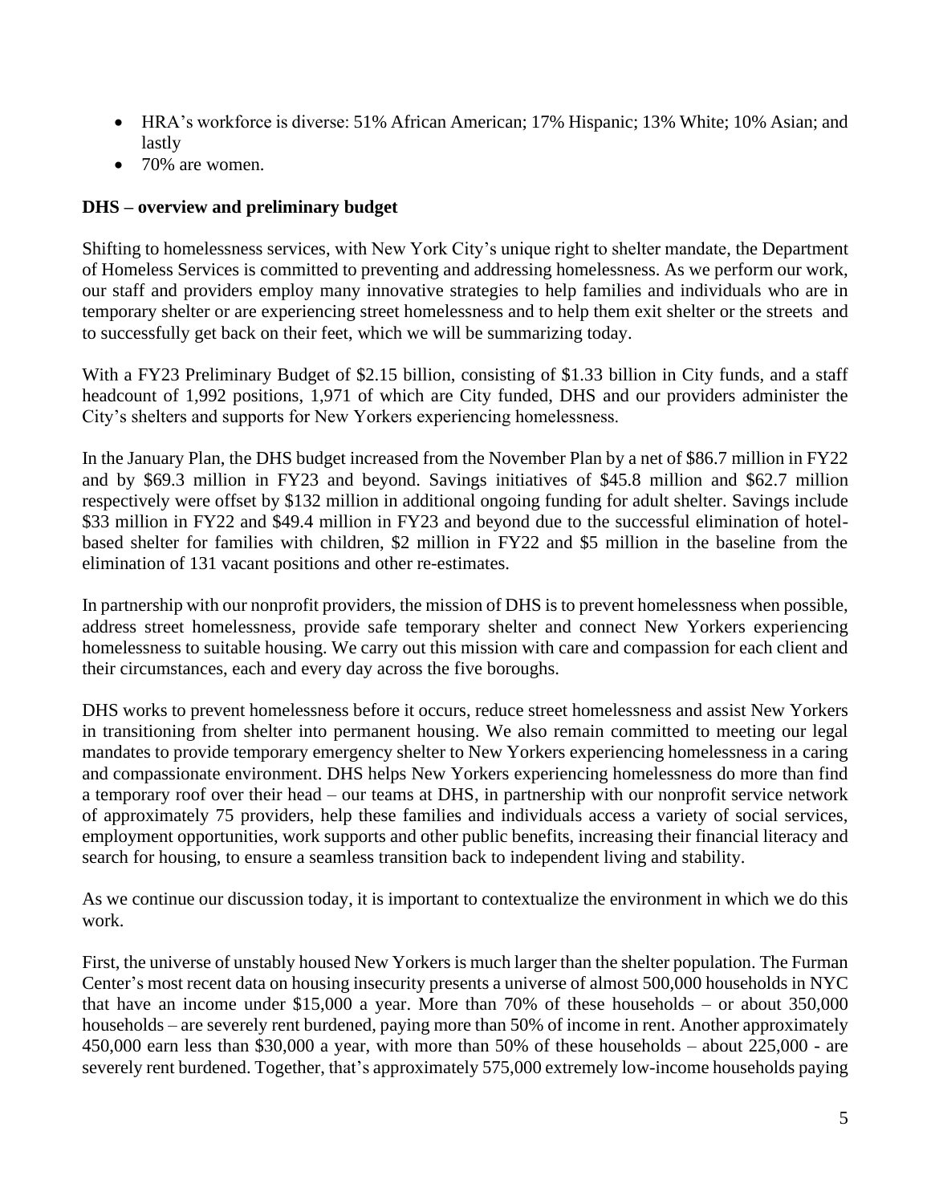- HRA's workforce is diverse: 51% African American; 17% Hispanic; 13% White; 10% Asian; and lastly
- 70% are women.

**DHS – overview and preliminary budget**

Shifting to homelessness services, with New York City's unique right to shelter mandate, the Department of Homeless Services is committed to preventing and addressing homelessness. As we perform our work, our staff and providers employ many innovative strategies to help families and individuals who are in temporary shelter or are experiencing street homelessness and to help them exit shelter or the streets and to successfully get back on their feet, which we will be summarizing today.

With a FY23 Preliminary Budget of $2.15 billion, consisting of $1.33 billion in City funds, and a staff headcount of 1,992 positions, 1,971 of which are City funded, DHS and our providers administer the City's shelters and supports for New Yorkers experiencing homelessness.

In the January Plan, the DHS budget increased from the November Plan by a net of $86.7 million in FY22 and by $69.3 million in FY23 and beyond. Savings initiatives of $45.8 million and $62.7 million respectively were offset by $132 million in additional ongoing funding for adult shelter. Savings include $33 million in FY22 and $49.4 million in FY23 and beyond due to the successful elimination of hotel-based shelter for families with children, $2 million in FY22 and $5 million in the baseline from the elimination of 131 vacant positions and other re-estimates.

In partnership with our nonprofit providers, the mission of DHS is to prevent homelessness when possible, address street homelessness, provide safe temporary shelter and connect New Yorkers experiencing homelessness to suitable housing. We carry out this mission with care and compassion for each client and their circumstances, each and every day across the five boroughs.

DHS works to prevent homelessness before it occurs, reduce street homelessness and assist New Yorkers in transitioning from shelter into permanent housing. We also remain committed to meeting our legal mandates to provide temporary emergency shelter to New Yorkers experiencing homelessness in a caring and compassionate environment. DHS helps New Yorkers experiencing homelessness do more than find a temporary roof over their head – our teams at DHS, in partnership with our nonprofit service network of approximately 75 providers, help these families and individuals access a variety of social services, employment opportunities, work supports and other public benefits, increasing their financial literacy and search for housing, to ensure a seamless transition back to independent living and stability.

As we continue our discussion today, it is important to contextualize the environment in which we do this work.

First, the universe of unstably housed New Yorkers is much larger than the shelter population. The Furman Center's most recent data on housing insecurity presents a universe of almost 500,000 households in NYC that have an income under $15,000 a year. More than 70% of these households – or about 350,000 households – are severely rent burdened, paying more than 50% of income in rent. Another approximately 450,000 earn less than $30,000 a year, with more than 50% of these households – about 225,000 - are severely rent burdened. Together, that's approximately 575,000 extremely low-income households paying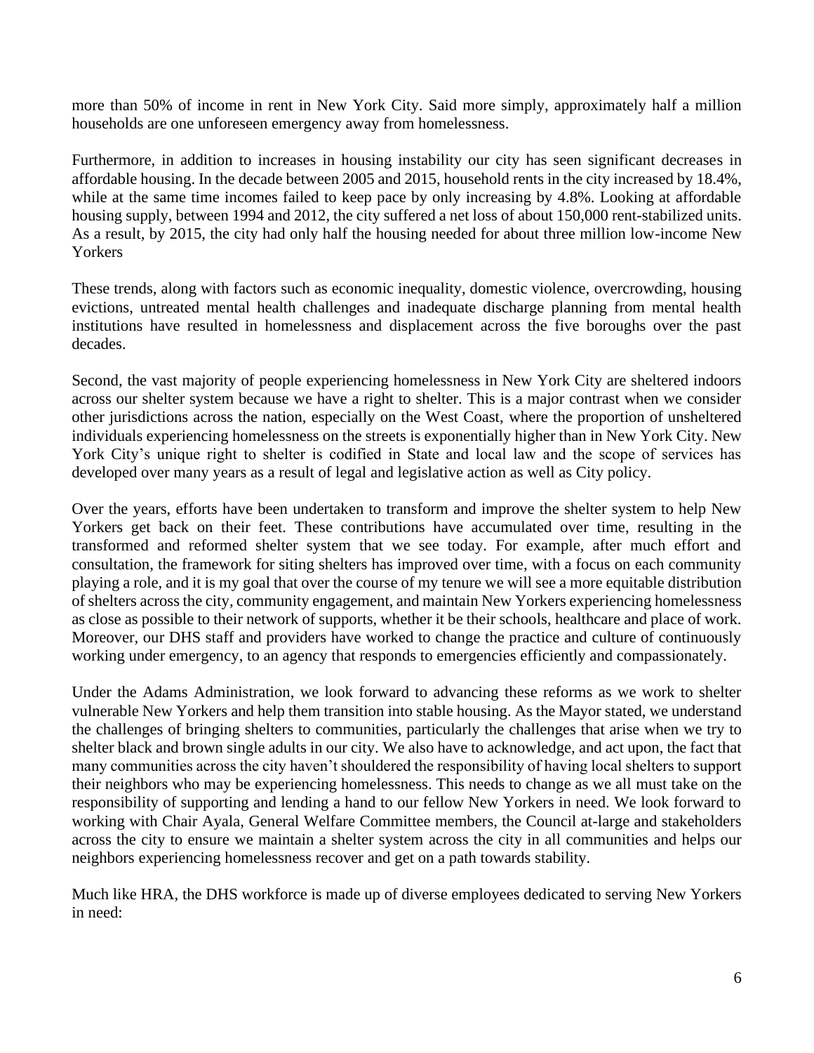more than 50% of income in rent in New York City. Said more simply, approximately half a million households are one unforeseen emergency away from homelessness.

Furthermore, in addition to increases in housing instability our city has seen significant decreases in affordable housing. In the decade between 2005 and 2015, household rents in the city increased by 18.4%, while at the same time incomes failed to keep pace by only increasing by 4.8%. Looking at affordable housing supply, between 1994 and 2012, the city suffered a net loss of about 150,000 rent-stabilized units. As a result, by 2015, the city had only half the housing needed for about three million low-income New Yorkers

These trends, along with factors such as economic inequality, domestic violence, overcrowding, housing evictions, untreated mental health challenges and inadequate discharge planning from mental health institutions have resulted in homelessness and displacement across the five boroughs over the past decades.

Second, the vast majority of people experiencing homelessness in New York City are sheltered indoors across our shelter system because we have a right to shelter. This is a major contrast when we consider other jurisdictions across the nation, especially on the West Coast, where the proportion of unsheltered individuals experiencing homelessness on the streets is exponentially higher than in New York City. New York City's unique right to shelter is codified in State and local law and the scope of services has developed over many years as a result of legal and legislative action as well as City policy.

Over the years, efforts have been undertaken to transform and improve the shelter system to help New Yorkers get back on their feet. These contributions have accumulated over time, resulting in the transformed and reformed shelter system that we see today. For example, after much effort and consultation, the framework for siting shelters has improved over time, with a focus on each community playing a role, and it is my goal that over the course of my tenure we will see a more equitable distribution of shelters across the city, community engagement, and maintain New Yorkers experiencing homelessness as close as possible to their network of supports, whether it be their schools, healthcare and place of work. Moreover, our DHS staff and providers have worked to change the practice and culture of continuously working under emergency, to an agency that responds to emergencies efficiently and compassionately.

Under the Adams Administration, we look forward to advancing these reforms as we work to shelter vulnerable New Yorkers and help them transition into stable housing. As the Mayor stated, we understand the challenges of bringing shelters to communities, particularly the challenges that arise when we try to shelter black and brown single adults in our city. We also have to acknowledge, and act upon, the fact that many communities across the city haven't shouldered the responsibility of having local shelters to support their neighbors who may be experiencing homelessness. This needs to change as we all must take on the responsibility of supporting and lending a hand to our fellow New Yorkers in need. We look forward to working with Chair Ayala, General Welfare Committee members, the Council at-large and stakeholders across the city to ensure we maintain a shelter system across the city in all communities and helps our neighbors experiencing homelessness recover and get on a path towards stability.

Much like HRA, the DHS workforce is made up of diverse employees dedicated to serving New Yorkers in need: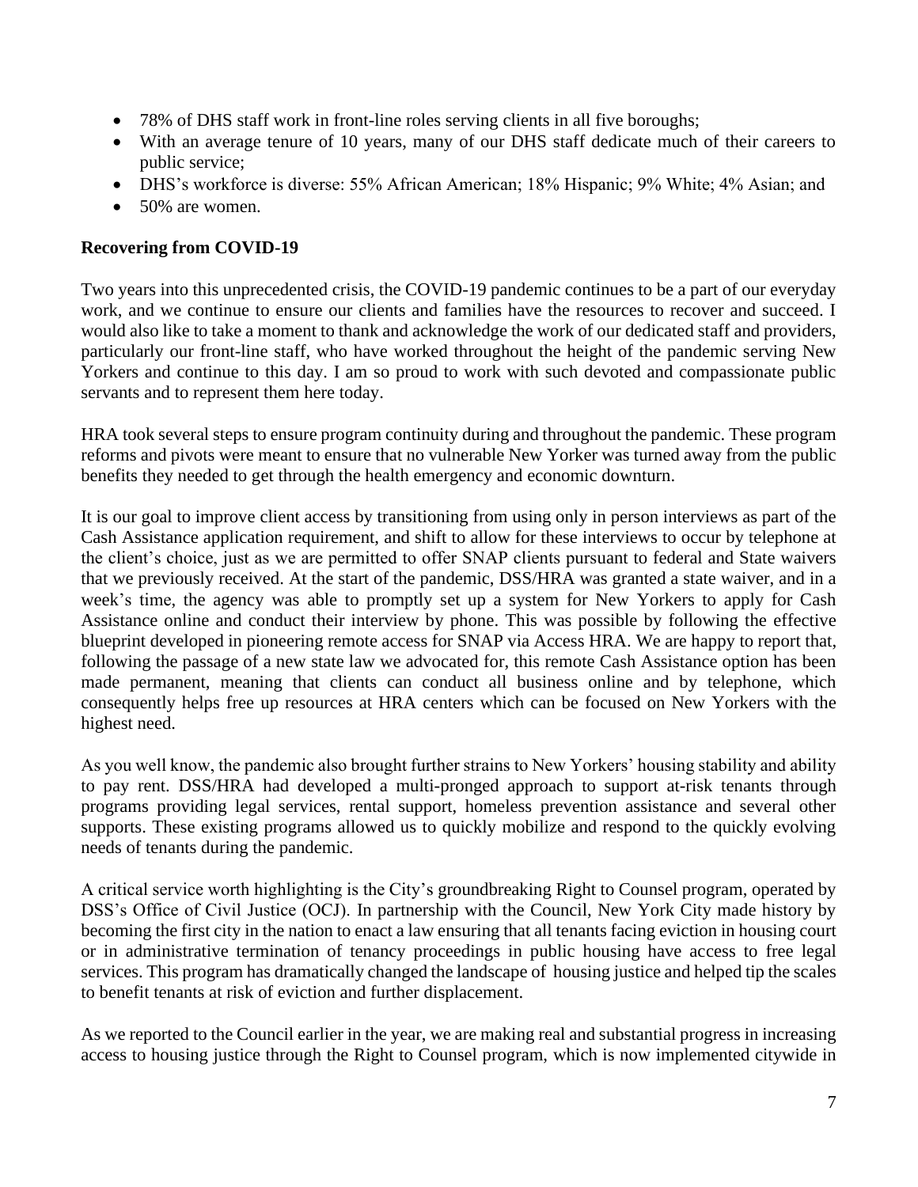- 78% of DHS staff work in front-line roles serving clients in all five boroughs;
- With an average tenure of 10 years, many of our DHS staff dedicate much of their careers to public service;
- DHS's workforce is diverse: 55% African American; 18% Hispanic; 9% White; 4% Asian; and
- 50% are women.

**Recovering from COVID-19**

Two years into this unprecedented crisis, the COVID-19 pandemic continues to be a part of our everyday work, and we continue to ensure our clients and families have the resources to recover and succeed. I would also like to take a moment to thank and acknowledge the work of our dedicated staff and providers, particularly our front-line staff, who have worked throughout the height of the pandemic serving New Yorkers and continue to this day. I am so proud to work with such devoted and compassionate public servants and to represent them here today.

HRA took several steps to ensure program continuity during and throughout the pandemic. These program reforms and pivots were meant to ensure that no vulnerable New Yorker was turned away from the public benefits they needed to get through the health emergency and economic downturn.

It is our goal to improve client access by transitioning from using only in person interviews as part of the Cash Assistance application requirement, and shift to allow for these interviews to occur by telephone at the client's choice, just as we are permitted to offer SNAP clients pursuant to federal and State waivers that we previously received. At the start of the pandemic, DSS/HRA was granted a state waiver, and in a week's time, the agency was able to promptly set up a system for New Yorkers to apply for Cash Assistance online and conduct their interview by phone. This was possible by following the effective blueprint developed in pioneering remote access for SNAP via Access HRA. We are happy to report that, following the passage of a new state law we advocated for, this remote Cash Assistance option has been made permanent, meaning that clients can conduct all business online and by telephone, which consequently helps free up resources at HRA centers which can be focused on New Yorkers with the highest need.

As you well know, the pandemic also brought further strains to New Yorkers' housing stability and ability to pay rent. DSS/HRA had developed a multi-pronged approach to support at-risk tenants through programs providing legal services, rental support, homeless prevention assistance and several other supports. These existing programs allowed us to quickly mobilize and respond to the quickly evolving needs of tenants during the pandemic.

A critical service worth highlighting is the City's groundbreaking Right to Counsel program, operated by DSS's Office of Civil Justice (OCJ). In partnership with the Council, New York City made history by becoming the first city in the nation to enact a law ensuring that all tenants facing eviction in housing court or in administrative termination of tenancy proceedings in public housing have access to free legal services. This program has dramatically changed the landscape of housing justice and helped tip the scales to benefit tenants at risk of eviction and further displacement.

As we reported to the Council earlier in the year, we are making real and substantial progress in increasing access to housing justice through the Right to Counsel program, which is now implemented citywide in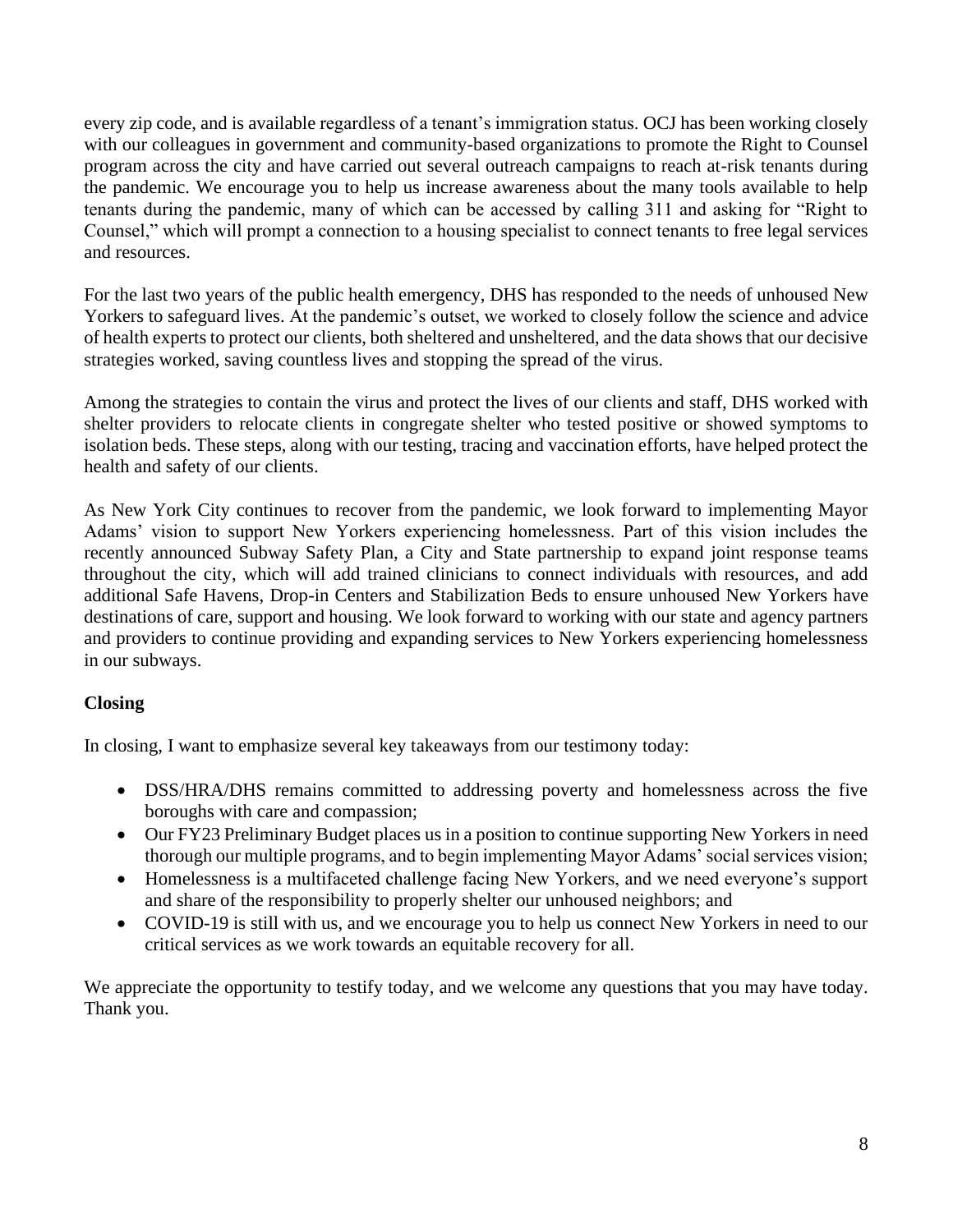every zip code, and is available regardless of a tenant's immigration status. OCJ has been working closely with our colleagues in government and community-based organizations to promote the Right to Counsel program across the city and have carried out several outreach campaigns to reach at-risk tenants during the pandemic. We encourage you to help us increase awareness about the many tools available to help tenants during the pandemic, many of which can be accessed by calling 311 and asking for "Right to Counsel," which will prompt a connection to a housing specialist to connect tenants to free legal services and resources.

For the last two years of the public health emergency, DHS has responded to the needs of unhoused New Yorkers to safeguard lives. At the pandemic's outset, we worked to closely follow the science and advice of health experts to protect our clients, both sheltered and unsheltered, and the data shows that our decisive strategies worked, saving countless lives and stopping the spread of the virus.

Among the strategies to contain the virus and protect the lives of our clients and staff, DHS worked with shelter providers to relocate clients in congregate shelter who tested positive or showed symptoms to isolation beds. These steps, along with our testing, tracing and vaccination efforts, have helped protect the health and safety of our clients.

As New York City continues to recover from the pandemic, we look forward to implementing Mayor Adams' vision to support New Yorkers experiencing homelessness. Part of this vision includes the recently announced Subway Safety Plan, a City and State partnership to expand joint response teams throughout the city, which will add trained clinicians to connect individuals with resources, and add additional Safe Havens, Drop-in Centers and Stabilization Beds to ensure unhoused New Yorkers have destinations of care, support and housing. We look forward to working with our state and agency partners and providers to continue providing and expanding services to New Yorkers experiencing homelessness in our subways.

**Closing**

In closing, I want to emphasize several key takeaways from our testimony today:

- DSS/HRA/DHS remains committed to addressing poverty and homelessness across the five boroughs with care and compassion;
- Our FY23 Preliminary Budget places us in a position to continue supporting New Yorkers in need thorough our multiple programs, and to begin implementing Mayor Adams' social services vision;
- Homelessness is a multifaceted challenge facing New Yorkers, and we need everyone's support and share of the responsibility to properly shelter our unhoused neighbors; and
- COVID-19 is still with us, and we encourage you to help us connect New Yorkers in need to our critical services as we work towards an equitable recovery for all.

We appreciate the opportunity to testify today, and we welcome any questions that you may have today. Thank you.